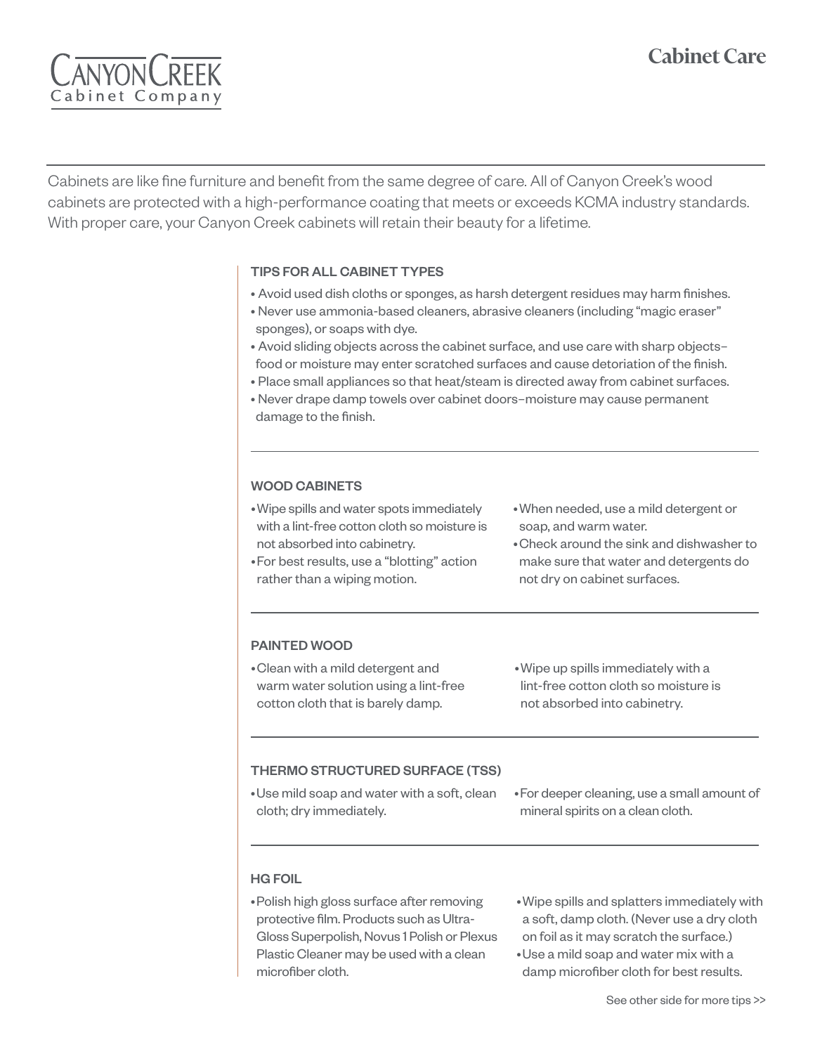# Canyon Creek Cabinet Company

## Cabinet Care

Cabinets are like fine furniture and benefit from the same degree of care. All of Canyon Creek's wood cabinets are protected with a high-performance coating that meets or exceeds KCMA industry standards. With proper care, your Canyon Creek cabinets will retain their beauty for a lifetime.

### TIPS FOR ALL CABINET TYPES

- Avoid used dish cloths or sponges, as harsh detergent residues may harm finishes.
- Never use ammonia-based cleaners, abrasive cleaners (including "magic eraser" sponges), or soaps with dye.
- Avoid sliding objects across the cabinet surface, and use care with sharp objects– food or moisture may enter scratched surfaces and cause detoriation of the finish.
- Place small appliances so that heat/steam is directed away from cabinet surfaces.
- Never drape damp towels over cabinet doors–moisture may cause permanent damage to the finish.

### WOOD CABINETS

- Wipe spills and water spots immediately with a lint-free cotton cloth so moisture is not absorbed into cabinetry.
- For best results, use a "blotting" action rather than a wiping motion.
- When needed, use a mild detergent or soap, and warm water.
- Check around the sink and dishwasher to make sure that water and detergents do not dry on cabinet surfaces.

### PAINTED WOOD

- Clean with a mild detergent and warm water solution using a lint-free cotton cloth that is barely damp.
- Wipe up spills immediately with a lint-free cotton cloth so moisture is not absorbed into cabinetry.

### THERMO STRUCTURED SURFACE (TSS)

- Use mild soap and water with a soft, clean cloth; dry immediately.
- For deeper cleaning, use a small amount of mineral spirits on a clean cloth.

### HG FOIL

- Polish high gloss surface after removing protective film. Products such as Ultra-Gloss Superpolish, Novus 1 Polish or Plexus Plastic Cleaner may be used with a clean microfiber cloth.
- Wipe spills and splatters immediately with a soft, damp cloth. (Never use a dry cloth on foil as it may scratch the surface.)
- Use a mild soap and water mix with a damp microfiber cloth for best results.

See other side for more tips >>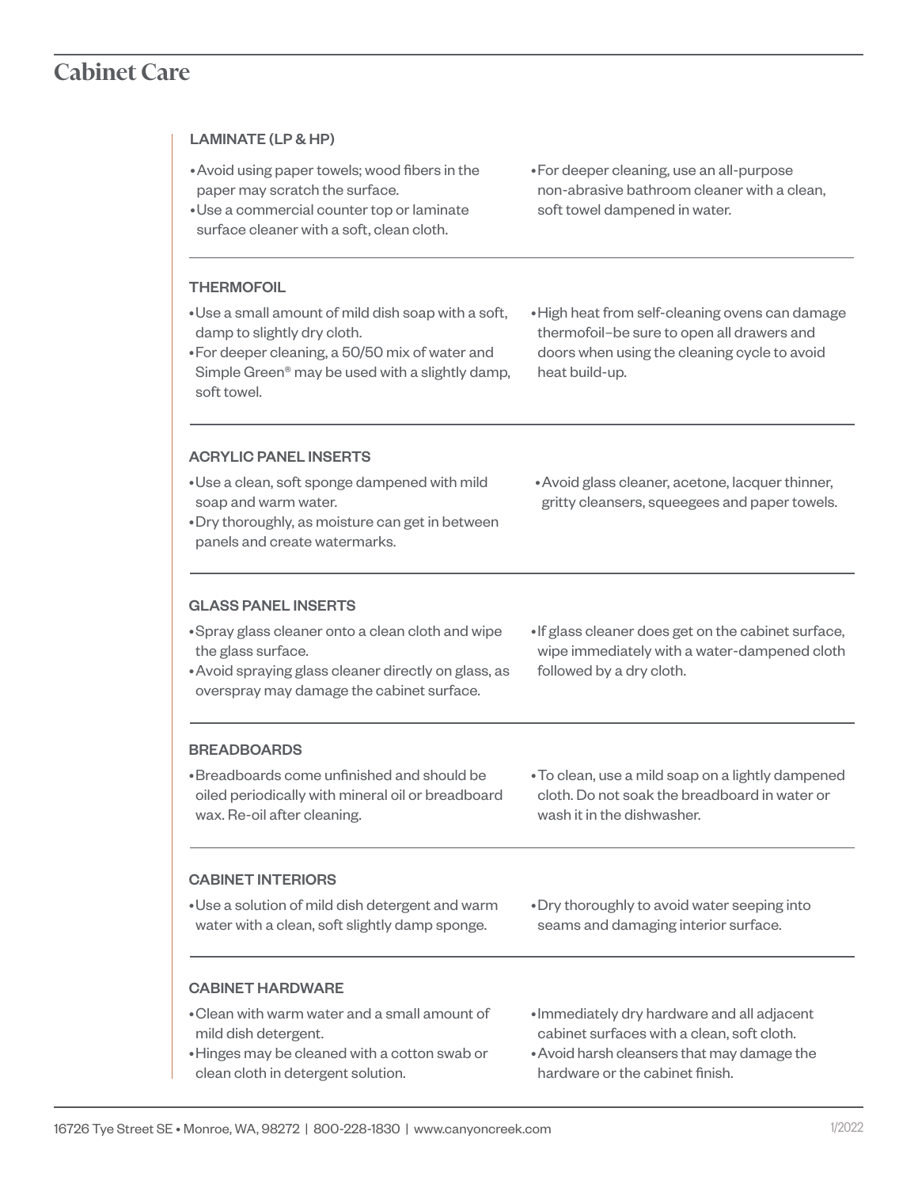# Cabinet Care

### LAMINATE (LP & HP)

- Avoid using paper towels; wood fibers in the paper may scratch the surface.
- Use a commercial counter top or laminate surface cleaner with a soft, clean cloth.
- For deeper cleaning, use an all-purpose non-abrasive bathroom cleaner with a clean, soft towel dampened in water.

### THERMOFOIL

- Use a small amount of mild dish soap with a soft, damp to slightly dry cloth.
- For deeper cleaning, a 50/50 mix of water and Simple Green® may be used with a slightly damp, soft towel.
- High heat from self-cleaning ovens can damage thermofoil–be sure to open all drawers and doors when using the cleaning cycle to avoid heat build-up.

### ACRYLIC PANEL INSERTS

- Use a clean, soft sponge dampened with mild soap and warm water.
- Dry thoroughly, as moisture can get in between panels and create watermarks.
- Avoid glass cleaner, acetone, lacquer thinner, gritty cleansers, squeegees and paper towels.

### GLASS PANEL INSERTS

- Spray glass cleaner onto a clean cloth and wipe the glass surface.
- Avoid spraying glass cleaner directly on glass, as overspray may damage the cabinet surface.
- If glass cleaner does get on the cabinet surface, wipe immediately with a water-dampened cloth followed by a dry cloth.

### BREADBOARDS

- Breadboards come unfinished and should be oiled periodically with mineral oil or breadboard wax. Re-oil after cleaning.
- To clean, use a mild soap on a lightly dampened cloth. Do not soak the breadboard in water or wash it in the dishwasher.

### CABINET INTERIORS

- Use a solution of mild dish detergent and warm water with a clean, soft slightly damp sponge.
- Dry thoroughly to avoid water seeping into seams and damaging interior surface.

### CABINET HARDWARE

- Clean with warm water and a small amount of mild dish detergent.
- Hinges may be cleaned with a cotton swab or clean cloth in detergent solution.
- Immediately dry hardware and all adjacent cabinet surfaces with a clean, soft cloth.
- Avoid harsh cleansers that may damage the hardware or the cabinet finish.

16726 Tye Street SE • Monroe, WA, 98272 | 800-228-1830 | www.canyoncreek.com

1/2022